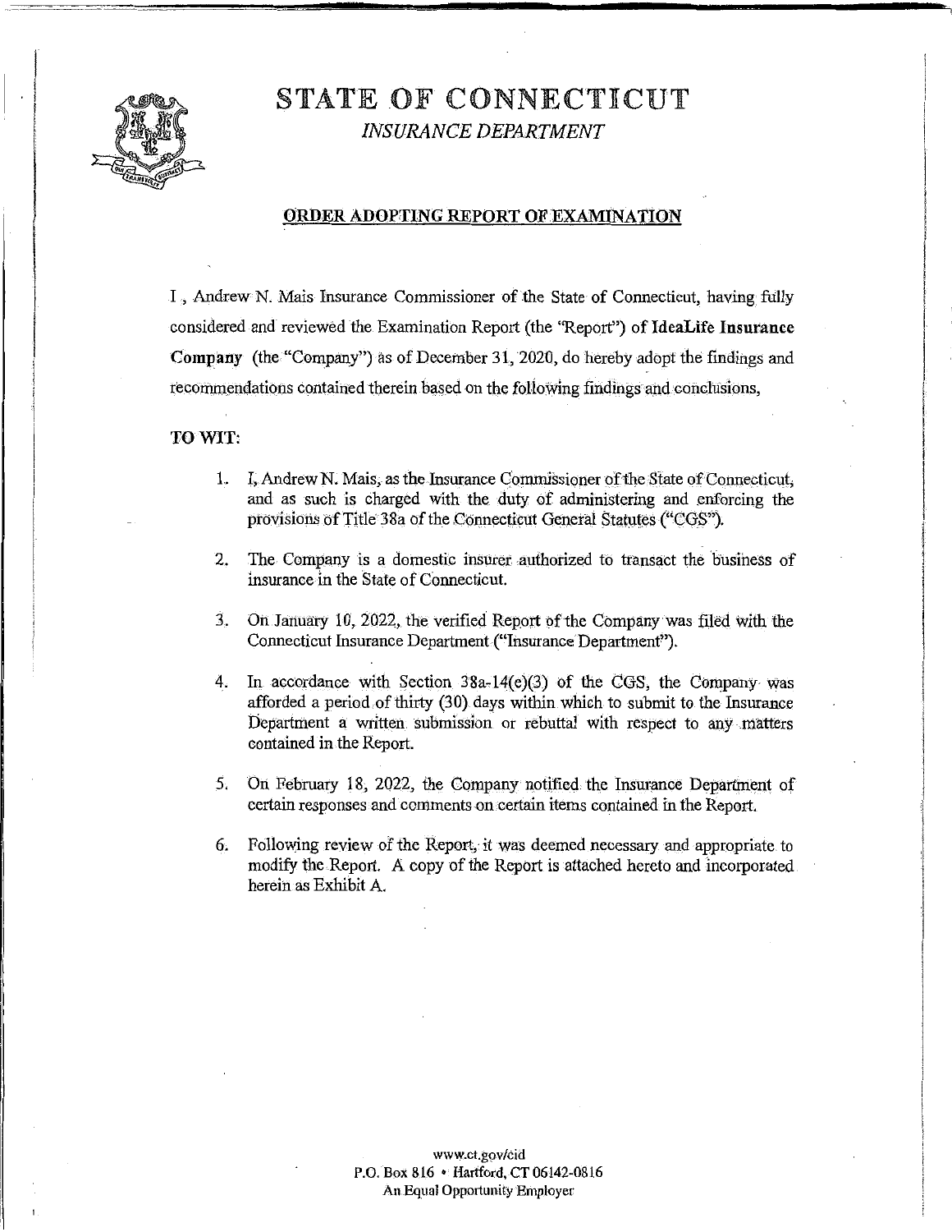# STATE OF CONNECTICUT

*INSURANCE DEPARTMENT*

## ORDER ADOPTING REPORT OF EXAMINATION

I , Andrew N. Mais Insurance Commissioner of the State of Connecticut, having fully considered and reviewed the Examination Report (the "Report") of **IdeaLife Insurance Company** (the "Company") as of December 31, 2020, do hereby adopt the findings and recommendations contained therein based on the following findings and conclusions,

**TO WIT:**

1. I, Andrew N. Mais, as the Insurance Commissioner of the State of Connecticut, and as such is charged with the duty of administering and enforcing the provisions of Title 38a of the Connecticut General Statutes ("CGS").
2. The Company is a domestic insurer authorized to transact the business of insurance in the State of Connecticut.
3. On January 10, 2022, the verified Report of the Company was filed with the Connecticut Insurance Department ("Insurance Department").
4. In accordance with Section 38a-14(e)(3) of the CGS, the Company was afforded a period of thirty (30) days within which to submit to the Insurance Department a written submission or rebuttal with respect to any matters contained in the Report.
5. On February 18, 2022, the Company notified the Insurance Department of certain responses and comments on certain items contained in the Report.
6. Following review of the Report, it was deemed necessary and appropriate to modify the Report. A copy of the Report is attached hereto and incorporated herein as Exhibit A.

www.ct.gov/cid
P.O. Box 816 • Hartford, CT 06142-0816
An Equal Opportunity Employer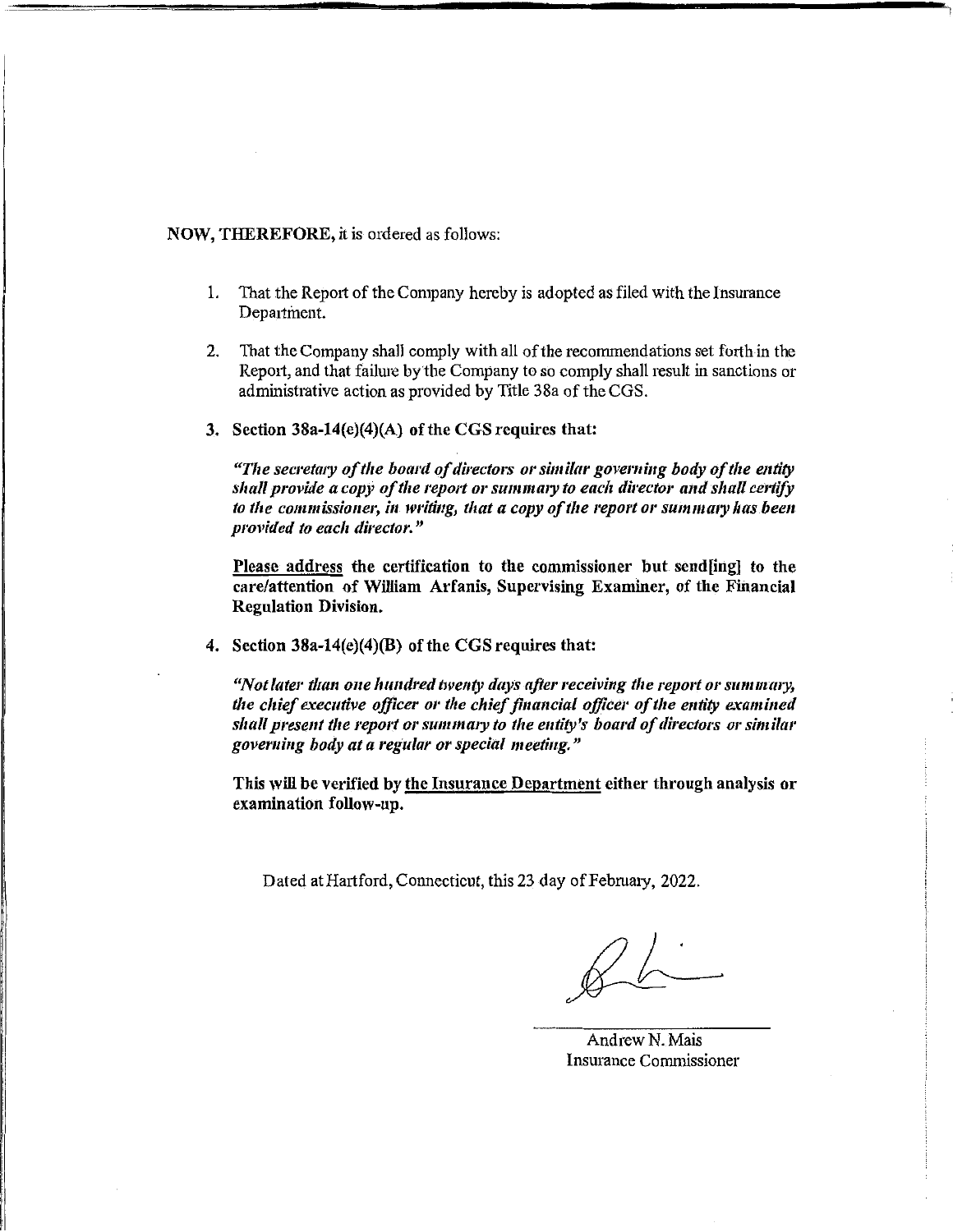**NOW, THEREFORE,** it is ordered as follows:

1. That the Report of the Company hereby is adopted as filed with the Insurance Department.

2. That the Company shall comply with all of the recommendations set forth in the Report, and that failure by the Company to so comply shall result in sanctions or administrative action as provided by Title 38a of the CGS.

3. **Section 38a-14(e)(4)(A) of the CGS requires that:**

   ***"The secretary of the board of directors or similar governing body of the entity shall provide a copy of the report or summary to each director and shall certify to the commissioner, in writing, that a copy of the report or summary has been provided to each director."***

   **Please address the certification to the commissioner but send[ing] to the care/attention of William Arfanis, Supervising Examiner, of the Financial Regulation Division.**

4. **Section 38a-14(e)(4)(B) of the CGS requires that:**

   ***"Not later than one hundred twenty days after receiving the report or summary, the chief executive officer or the chief financial officer of the entity examined shall present the report or summary to the entity's board of directors or similar governing body at a regular or special meeting."***

   **This will be verified by the Insurance Department either through analysis or examination follow-up.**

Dated at Hartford, Connecticut, this 23 day of February, 2022.

Andrew N. Mais
Insurance Commissioner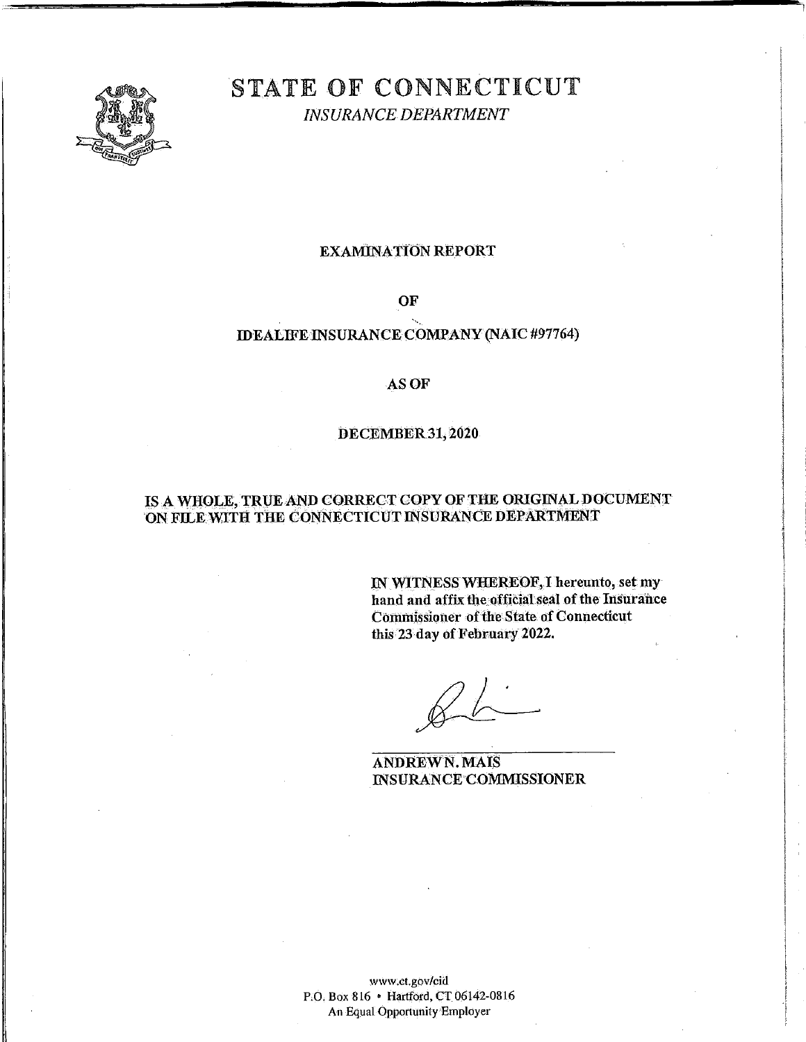# STATE OF CONNECTICUT

*INSURANCE DEPARTMENT*

**EXAMINATION REPORT**

**OF**

**IDEALIFE INSURANCE COMPANY (NAIC #97764)**

**AS OF**

**DECEMBER 31, 2020**

**IS A WHOLE, TRUE AND CORRECT COPY OF THE ORIGINAL DOCUMENT ON FILE WITH THE CONNECTICUT INSURANCE DEPARTMENT**

**IN WITNESS WHEREOF, I hereunto, set my hand and affix the official seal of the Insurance Commissioner of the State of Connecticut this 23 day of February 2022.**

**ANDREW N. MAIS**
**INSURANCE COMMISSIONER**

www.ct.gov/cid
P.O. Box 816 • Hartford, CT 06142-0816
An Equal Opportunity Employer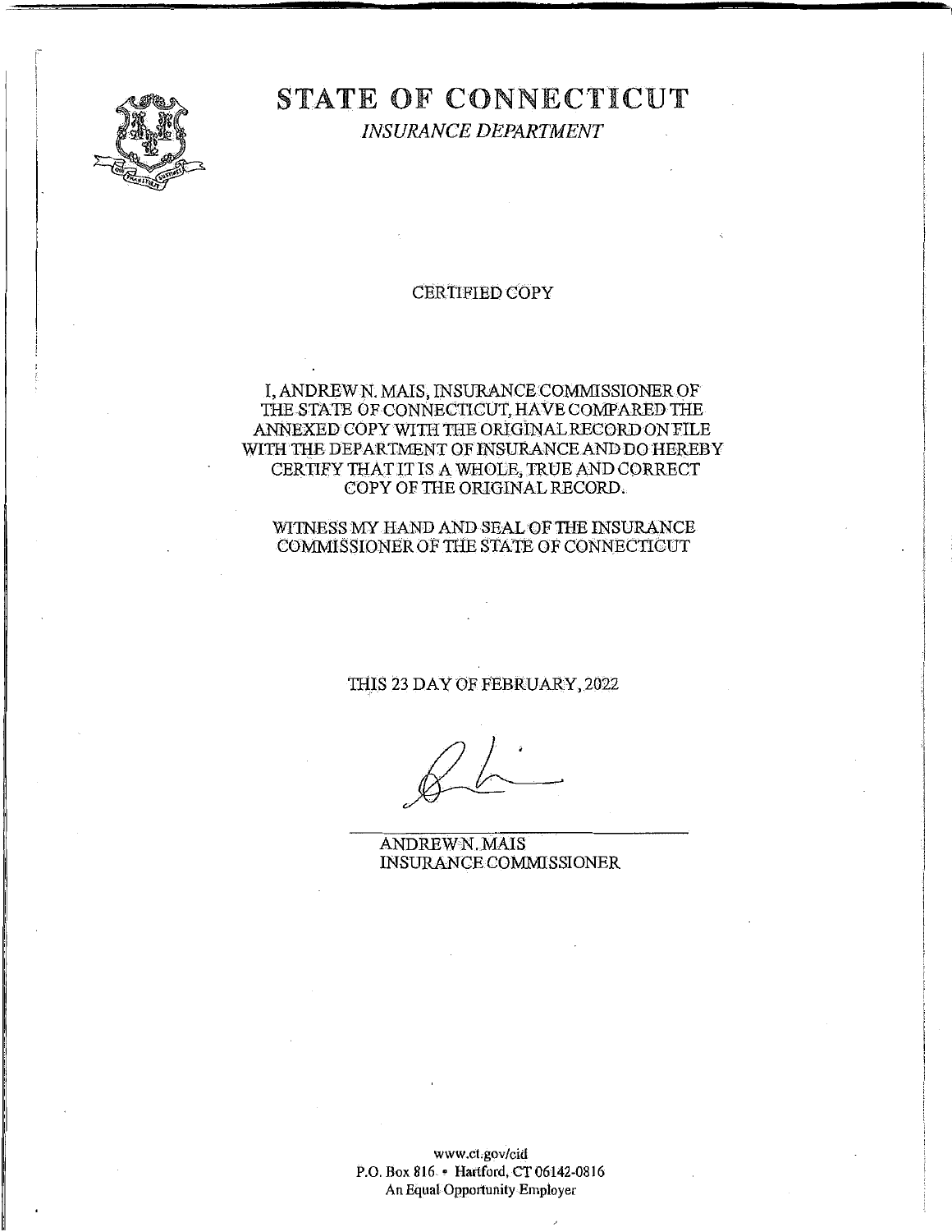# STATE OF CONNECTICUT

*INSURANCE DEPARTMENT*

CERTIFIED COPY

I, ANDREW N. MAIS, INSURANCE COMMISSIONER OF THE STATE OF CONNECTICUT, HAVE COMPARED THE ANNEXED COPY WITH THE ORIGINAL RECORD ON FILE WITH THE DEPARTMENT OF INSURANCE AND DO HEREBY CERTIFY THAT IT IS A WHOLE, TRUE AND CORRECT COPY OF THE ORIGINAL RECORD.

WITNESS MY HAND AND SEAL OF THE INSURANCE COMMISSIONER OF THE STATE OF CONNECTICUT

THIS 23 DAY OF FEBRUARY, 2022

ANDREW N. MAIS
INSURANCE COMMISSIONER

www.ct.gov/cid
P.O. Box 816 • Hartford, CT 06142-0816
An Equal Opportunity Employer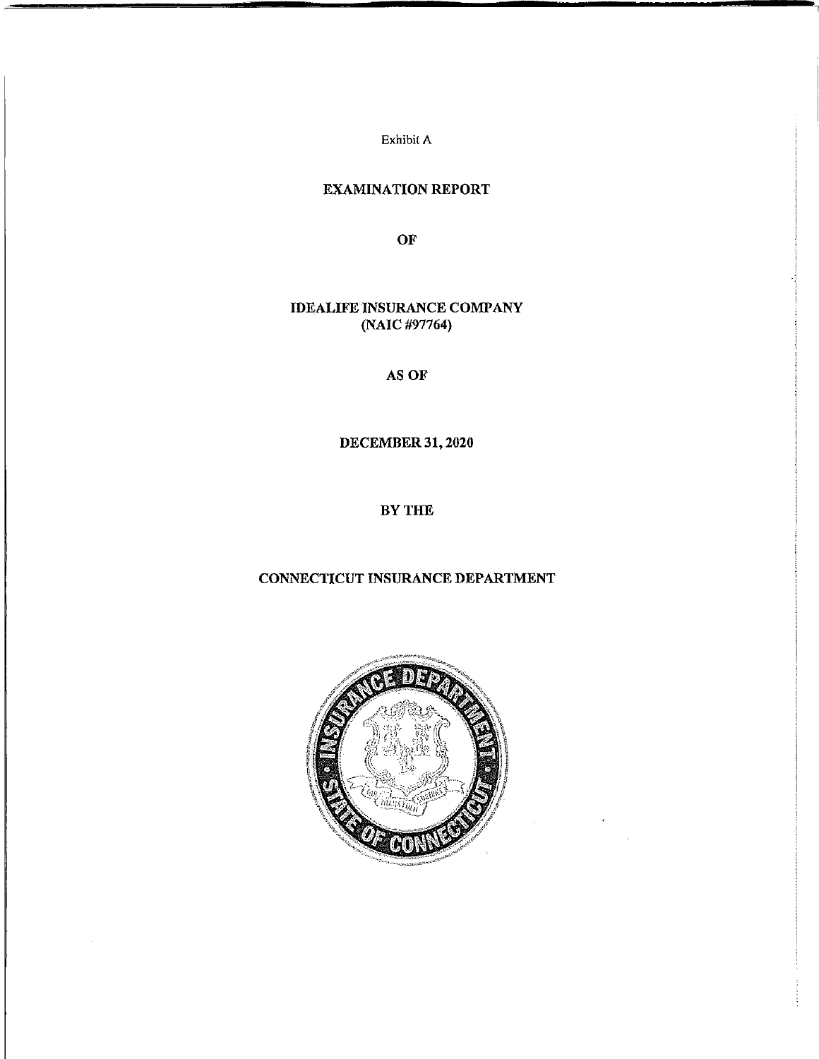Exhibit A

# EXAMINATION REPORT

# OF

# IDEALIFE INSURANCE COMPANY
# (NAIC #97764)

# AS OF

# DECEMBER 31, 2020

# BY THE

# CONNECTICUT INSURANCE DEPARTMENT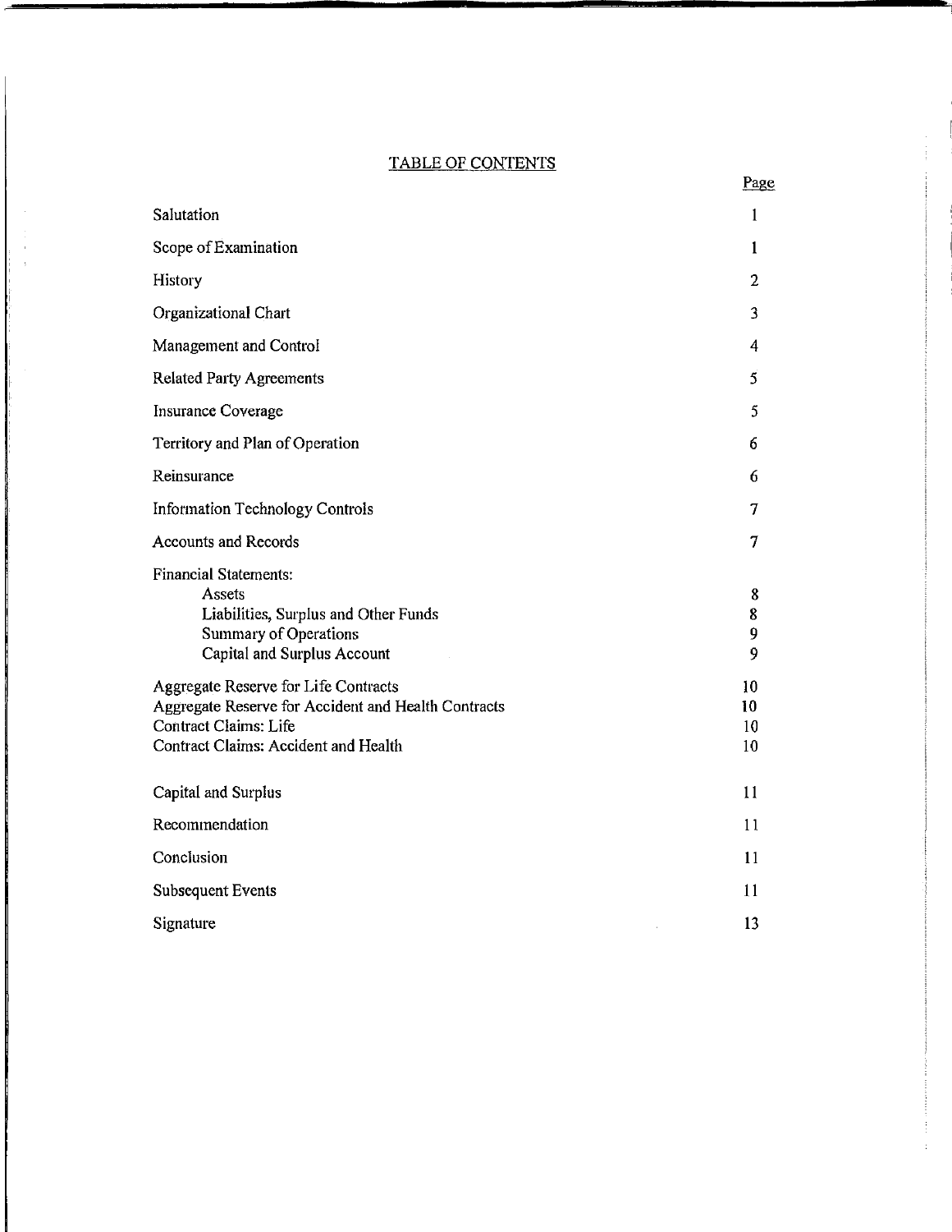# TABLE OF CONTENTS

| | Page |
|---|---|
| Salutation | 1 |
| Scope of Examination | 1 |
| History | 2 |
| Organizational Chart | 3 |
| Management and Control | 4 |
| Related Party Agreements | 5 |
| Insurance Coverage | 5 |
| Territory and Plan of Operation | 6 |
| Reinsurance | 6 |
| Information Technology Controls | 7 |
| Accounts and Records | 7 |
| Financial Statements: | |
| Assets | 8 |
| Liabilities, Surplus and Other Funds | 8 |
| Summary of Operations | 9 |
| Capital and Surplus Account | 9 |
| Aggregate Reserve for Life Contracts | 10 |
| Aggregate Reserve for Accident and Health Contracts | 10 |
| Contract Claims: Life | 10 |
| Contract Claims: Accident and Health | 10 |
| Capital and Surplus | 11 |
| Recommendation | 11 |
| Conclusion | 11 |
| Subsequent Events | 11 |
| Signature | 13 |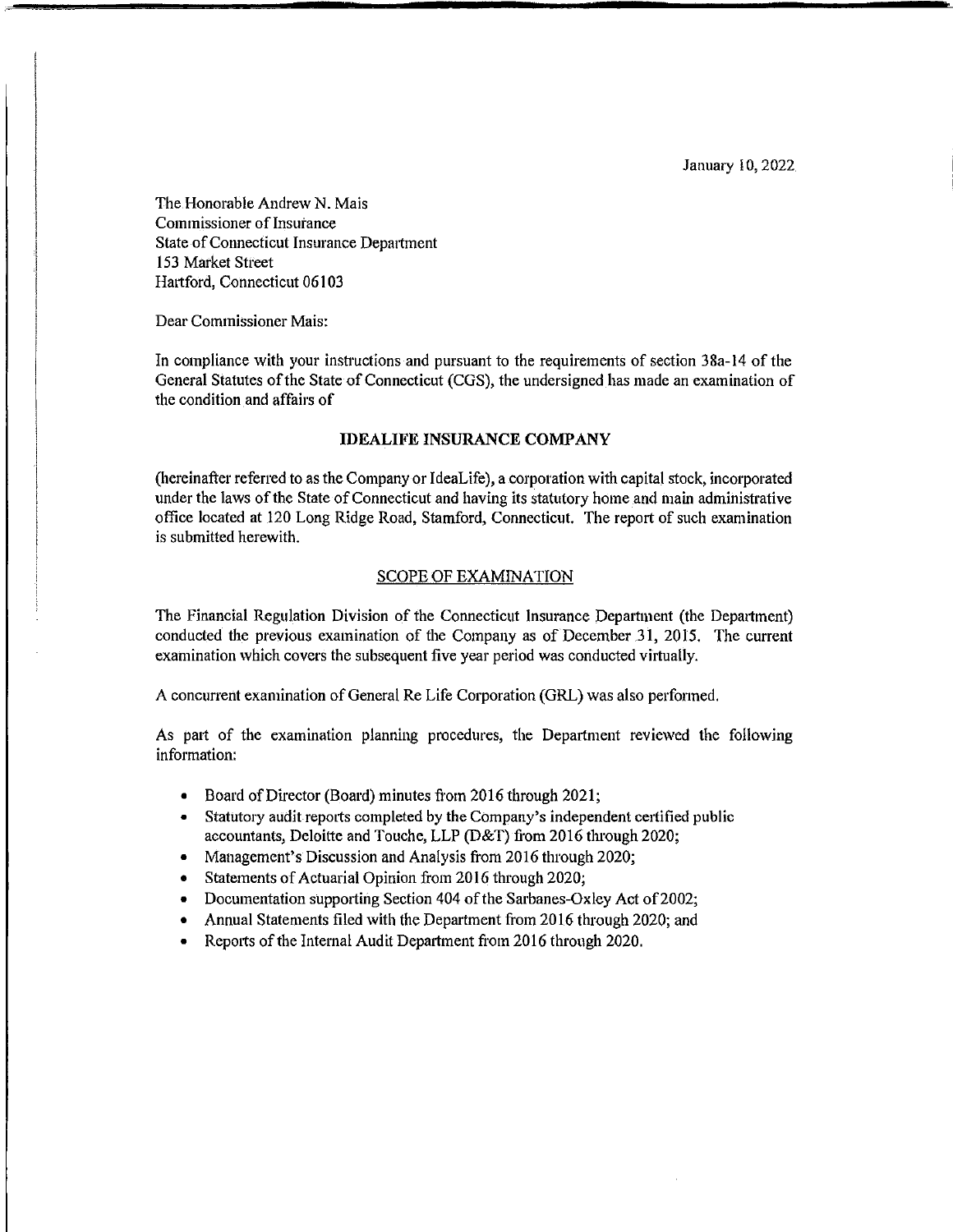January 10, 2022

The Honorable Andrew N. Mais
Commissioner of Insurance
State of Connecticut Insurance Department
153 Market Street
Hartford, Connecticut 06103

Dear Commissioner Mais:

In compliance with your instructions and pursuant to the requirements of section 38a-14 of the General Statutes of the State of Connecticut (CGS), the undersigned has made an examination of the condition and affairs of

**IDEALIFE INSURANCE COMPANY**

(hereinafter referred to as the Company or IdeaLife), a corporation with capital stock, incorporated under the laws of the State of Connecticut and having its statutory home and main administrative office located at 120 Long Ridge Road, Stamford, Connecticut. The report of such examination is submitted herewith.

## SCOPE OF EXAMINATION

The Financial Regulation Division of the Connecticut Insurance Department (the Department) conducted the previous examination of the Company as of December 31, 2015. The current examination which covers the subsequent five year period was conducted virtually.

A concurrent examination of General Re Life Corporation (GRL) was also performed.

As part of the examination planning procedures, the Department reviewed the following information:

- Board of Director (Board) minutes from 2016 through 2021;
- Statutory audit reports completed by the Company's independent certified public accountants, Deloitte and Touche, LLP (D&T) from 2016 through 2020;
- Management's Discussion and Analysis from 2016 through 2020;
- Statements of Actuarial Opinion from 2016 through 2020;
- Documentation supporting Section 404 of the Sarbanes-Oxley Act of 2002;
- Annual Statements filed with the Department from 2016 through 2020; and
- Reports of the Internal Audit Department from 2016 through 2020.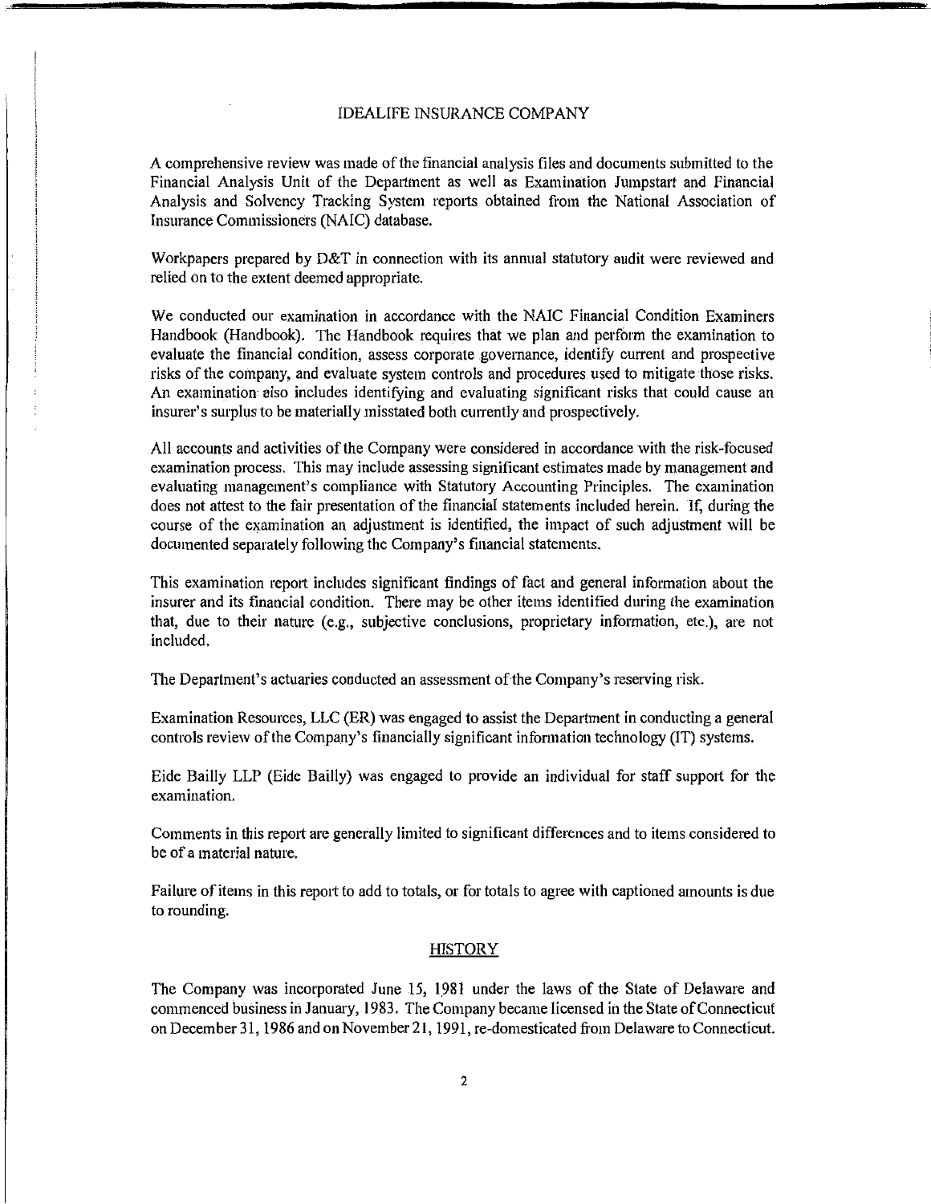IDEALIFE INSURANCE COMPANY

A comprehensive review was made of the financial analysis files and documents submitted to the Financial Analysis Unit of the Department as well as Examination Jumpstart and Financial Analysis and Solvency Tracking System reports obtained from the National Association of Insurance Commissioners (NAIC) database.

Workpapers prepared by D&T in connection with its annual statutory audit were reviewed and relied on to the extent deemed appropriate.

We conducted our examination in accordance with the NAIC Financial Condition Examiners Handbook (Handbook). The Handbook requires that we plan and perform the examination to evaluate the financial condition, assess corporate governance, identify current and prospective risks of the company, and evaluate system controls and procedures used to mitigate those risks. An examination also includes identifying and evaluating significant risks that could cause an insurer's surplus to be materially misstated both currently and prospectively.

All accounts and activities of the Company were considered in accordance with the risk-focused examination process. This may include assessing significant estimates made by management and evaluating management's compliance with Statutory Accounting Principles. The examination does not attest to the fair presentation of the financial statements included herein. If, during the course of the examination an adjustment is identified, the impact of such adjustment will be documented separately following the Company's financial statements.

This examination report includes significant findings of fact and general information about the insurer and its financial condition. There may be other items identified during the examination that, due to their nature (e.g., subjective conclusions, proprietary information, etc.), are not included.

The Department's actuaries conducted an assessment of the Company's reserving risk.

Examination Resources, LLC (ER) was engaged to assist the Department in conducting a general controls review of the Company's financially significant information technology (IT) systems.

Eide Bailly LLP (Eide Bailly) was engaged to provide an individual for staff support for the examination.

Comments in this report are generally limited to significant differences and to items considered to be of a material nature.

Failure of items in this report to add to totals, or for totals to agree with captioned amounts is due to rounding.

## HISTORY

The Company was incorporated June 15, 1981 under the laws of the State of Delaware and commenced business in January, 1983. The Company became licensed in the State of Connecticut on December 31, 1986 and on November 21, 1991, re-domesticated from Delaware to Connecticut.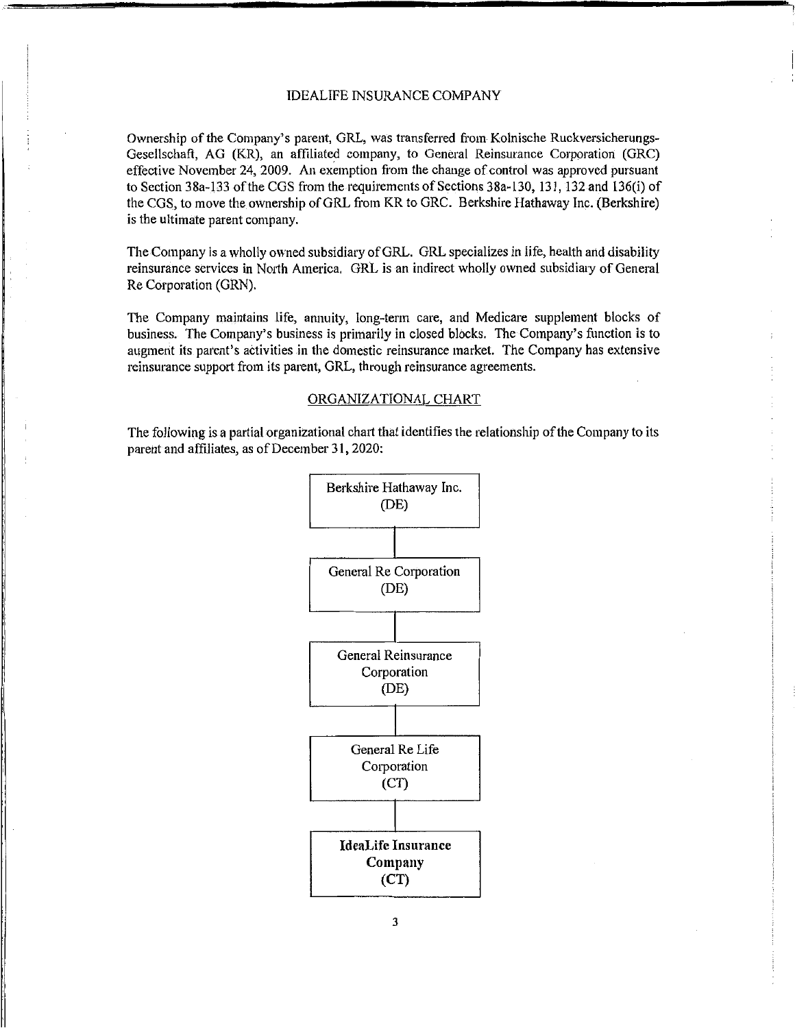IDEALIFE INSURANCE COMPANY

Ownership of the Company's parent, GRL, was transferred from Kolnische Ruckversicherungs-Gesellschaft, AG (KR), an affiliated company, to General Reinsurance Corporation (GRC) effective November 24, 2009. An exemption from the change of control was approved pursuant to Section 38a-133 of the CGS from the requirements of Sections 38a-130, 131, 132 and 136(i) of the CGS, to move the ownership of GRL from KR to GRC. Berkshire Hathaway Inc. (Berkshire) is the ultimate parent company.

The Company is a wholly owned subsidiary of GRL. GRL specializes in life, health and disability reinsurance services in North America. GRL is an indirect wholly owned subsidiary of General Re Corporation (GRN).

The Company maintains life, annuity, long-term care, and Medicare supplement blocks of business. The Company's business is primarily in closed blocks. The Company's function is to augment its parent's activities in the domestic reinsurance market. The Company has extensive reinsurance support from its parent, GRL, through reinsurance agreements.

## ORGANIZATIONAL CHART

The following is a partial organizational chart that identifies the relationship of the Company to its parent and affiliates, as of December 31, 2020:

Berkshire Hathaway Inc. (DE)

↓

General Re Corporation (DE)

↓

General Reinsurance Corporation (DE)

↓

General Re Life Corporation (CT)

↓

**IdeaLife Insurance Company (CT)**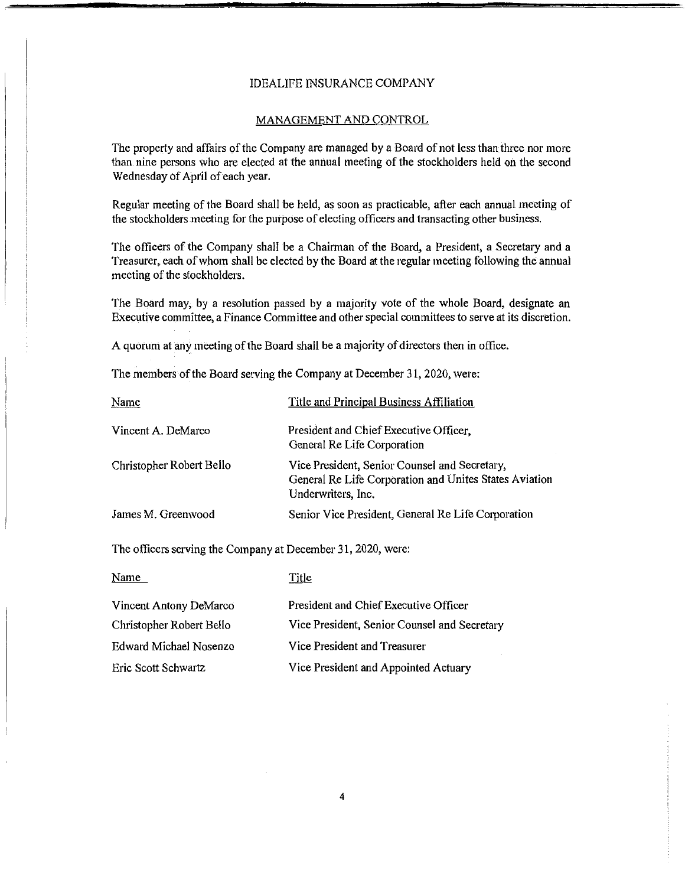IDEALIFE INSURANCE COMPANY

## MANAGEMENT AND CONTROL

The property and affairs of the Company are managed by a Board of not less than three nor more than nine persons who are elected at the annual meeting of the stockholders held on the second Wednesday of April of each year.

Regular meeting of the Board shall be held, as soon as practicable, after each annual meeting of the stockholders meeting for the purpose of electing officers and transacting other business.

The officers of the Company shall be a Chairman of the Board, a President, a Secretary and a Treasurer, each of whom shall be elected by the Board at the regular meeting following the annual meeting of the stockholders.

The Board may, by a resolution passed by a majority vote of the whole Board, designate an Executive committee, a Finance Committee and other special committees to serve at its discretion.

A quorum at any meeting of the Board shall be a majority of directors then in office.

The members of the Board serving the Company at December 31, 2020, were:

| Name | Title and Principal Business Affiliation |
|---|---|
| Vincent A. DeMarco | President and Chief Executive Officer, General Re Life Corporation |
| Christopher Robert Bello | Vice President, Senior Counsel and Secretary, General Re Life Corporation and Unites States Aviation Underwriters, Inc. |
| James M. Greenwood | Senior Vice President, General Re Life Corporation |

The officers serving the Company at December 31, 2020, were:

| Name | Title |
|---|---|
| Vincent Antony DeMarco | President and Chief Executive Officer |
| Christopher Robert Bello | Vice President, Senior Counsel and Secretary |
| Edward Michael Nosenzo | Vice President and Treasurer |
| Eric Scott Schwartz | Vice President and Appointed Actuary |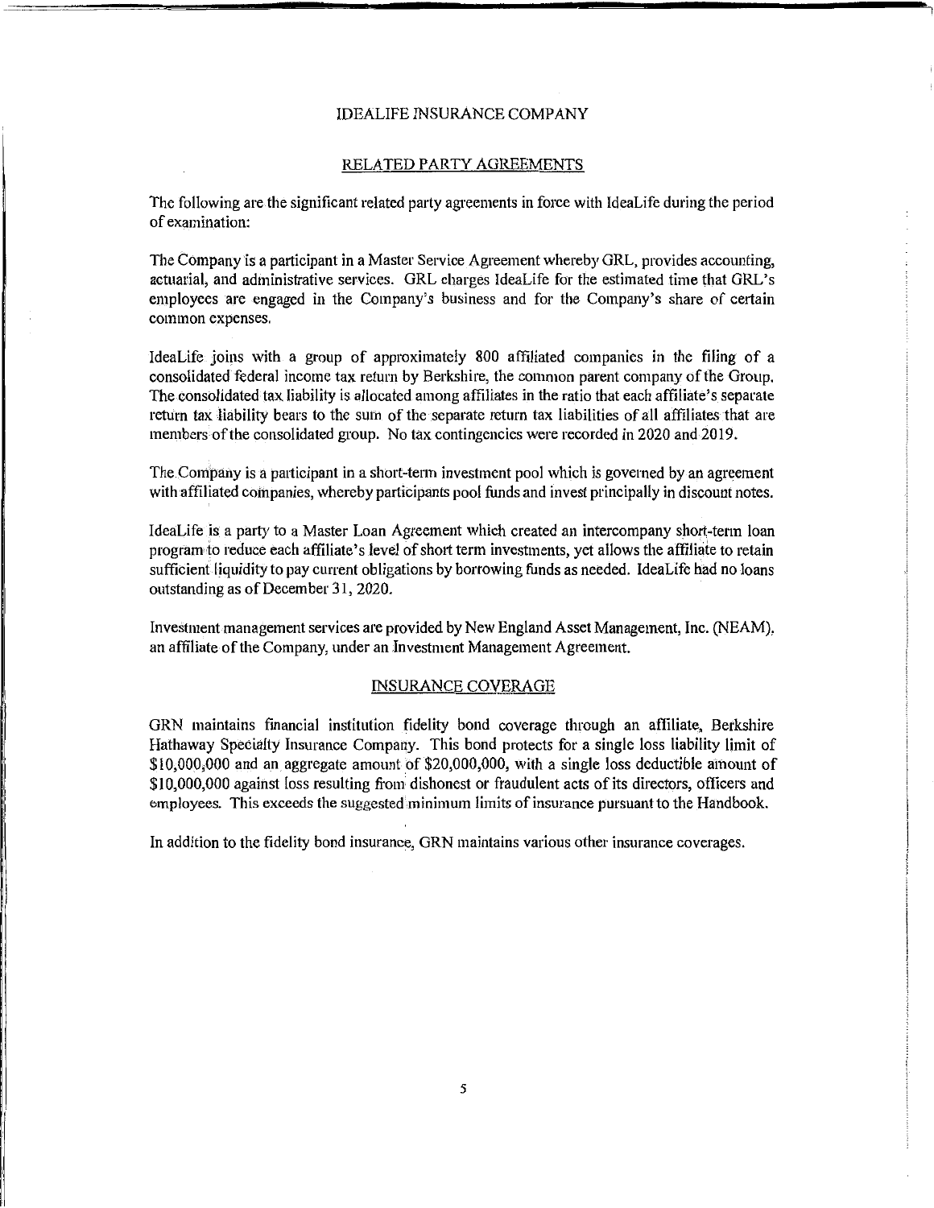## RELATED PARTY AGREEMENTS

The following are the significant related party agreements in force with IdeaLife during the period of examination:

The Company is a participant in a Master Service Agreement whereby GRL, provides accounting, actuarial, and administrative services. GRL charges IdeaLife for the estimated time that GRL's employees are engaged in the Company's business and for the Company's share of certain common expenses.

IdeaLife joins with a group of approximately 800 affiliated companies in the filing of a consolidated federal income tax return by Berkshire, the common parent company of the Group. The consolidated tax liability is allocated among affiliates in the ratio that each affiliate's separate return tax liability bears to the sum of the separate return tax liabilities of all affiliates that are members of the consolidated group. No tax contingencies were recorded in 2020 and 2019.

The Company is a participant in a short-term investment pool which is governed by an agreement with affiliated companies, whereby participants pool funds and invest principally in discount notes.

IdeaLife is a party to a Master Loan Agreement which created an intercompany short-term loan program to reduce each affiliate's level of short term investments, yet allows the affiliate to retain sufficient liquidity to pay current obligations by borrowing funds as needed. IdeaLife had no loans outstanding as of December 31, 2020.

Investment management services are provided by New England Asset Management, Inc. (NEAM), an affiliate of the Company, under an Investment Management Agreement.

## INSURANCE COVERAGE

GRN maintains financial institution fidelity bond coverage through an affiliate, Berkshire Hathaway Specialty Insurance Company. This bond protects for a single loss liability limit of $10,000,000 and an aggregate amount of $20,000,000, with a single loss deductible amount of $10,000,000 against loss resulting from dishonest or fraudulent acts of its directors, officers and employees. This exceeds the suggested minimum limits of insurance pursuant to the Handbook.

In addition to the fidelity bond insurance, GRN maintains various other insurance coverages.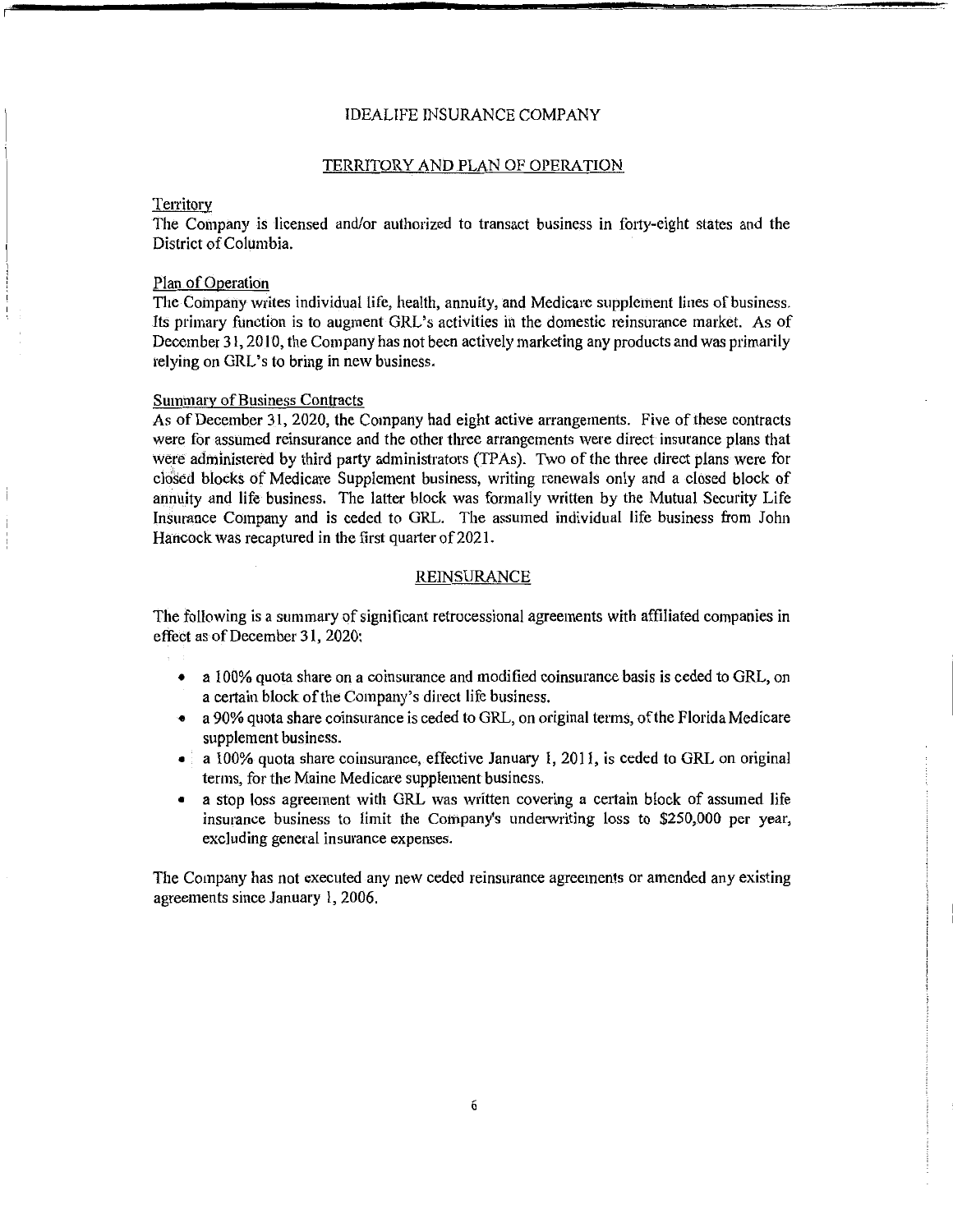IDEALIFE INSURANCE COMPANY

## TERRITORY AND PLAN OF OPERATION

### Territory

The Company is licensed and/or authorized to transact business in forty-eight states and the District of Columbia.

### Plan of Operation

The Company writes individual life, health, annuity, and Medicare supplement lines of business. Its primary function is to augment GRL's activities in the domestic reinsurance market. As of December 31, 2010, the Company has not been actively marketing any products and was primarily relying on GRL's to bring in new business.

### Summary of Business Contracts

As of December 31, 2020, the Company had eight active arrangements. Five of these contracts were for assumed reinsurance and the other three arrangements were direct insurance plans that were administered by third party administrators (TPAs). Two of the three direct plans were for closed blocks of Medicare Supplement business, writing renewals only and a closed block of annuity and life business. The latter block was formally written by the Mutual Security Life Insurance Company and is ceded to GRL. The assumed individual life business from John Hancock was recaptured in the first quarter of 2021.

## REINSURANCE

The following is a summary of significant retrocessional agreements with affiliated companies in effect as of December 31, 2020:

- a 100% quota share on a coinsurance and modified coinsurance basis is ceded to GRL, on a certain block of the Company's direct life business.
- a 90% quota share coinsurance is ceded to GRL, on original terms, of the Florida Medicare supplement business.
- a 100% quota share coinsurance, effective January 1, 2011, is ceded to GRL on original terms, for the Maine Medicare supplement business.
- a stop loss agreement with GRL was written covering a certain block of assumed life insurance business to limit the Company's underwriting loss to $250,000 per year, excluding general insurance expenses.

The Company has not executed any new ceded reinsurance agreements or amended any existing agreements since January 1, 2006.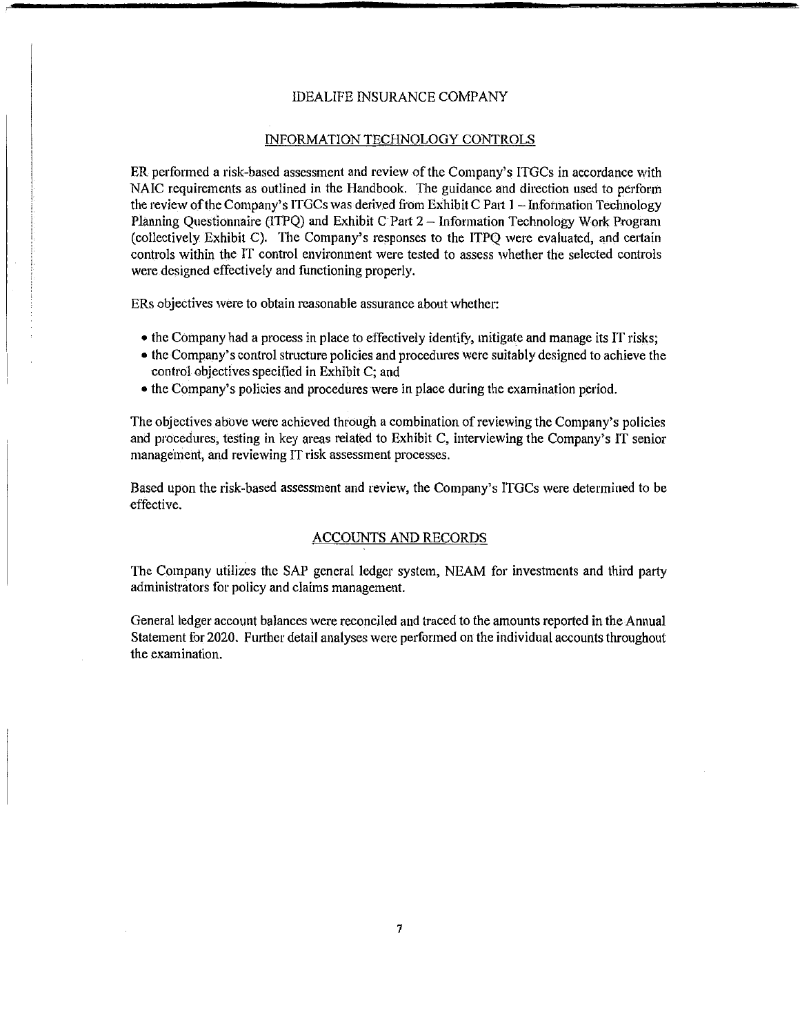IDEALIFE INSURANCE COMPANY

## INFORMATION TECHNOLOGY CONTROLS

ER performed a risk-based assessment and review of the Company's ITGCs in accordance with NAIC requirements as outlined in the Handbook. The guidance and direction used to perform the review of the Company's ITGCs was derived from Exhibit C Part 1 – Information Technology Planning Questionnaire (ITPQ) and Exhibit C Part 2 – Information Technology Work Program (collectively Exhibit C). The Company's responses to the ITPQ were evaluated, and certain controls within the IT control environment were tested to assess whether the selected controls were designed effectively and functioning properly.

ERs objectives were to obtain reasonable assurance about whether:

- the Company had a process in place to effectively identify, mitigate and manage its IT risks;
- the Company's control structure policies and procedures were suitably designed to achieve the control objectives specified in Exhibit C; and
- the Company's policies and procedures were in place during the examination period.

The objectives above were achieved through a combination of reviewing the Company's policies and procedures, testing in key areas related to Exhibit C, interviewing the Company's IT senior management, and reviewing IT risk assessment processes.

Based upon the risk-based assessment and review, the Company's ITGCs were determined to be effective.

## ACCOUNTS AND RECORDS

The Company utilizes the SAP general ledger system, NEAM for investments and third party administrators for policy and claims management.

General ledger account balances were reconciled and traced to the amounts reported in the Annual Statement for 2020. Further detail analyses were performed on the individual accounts throughout the examination.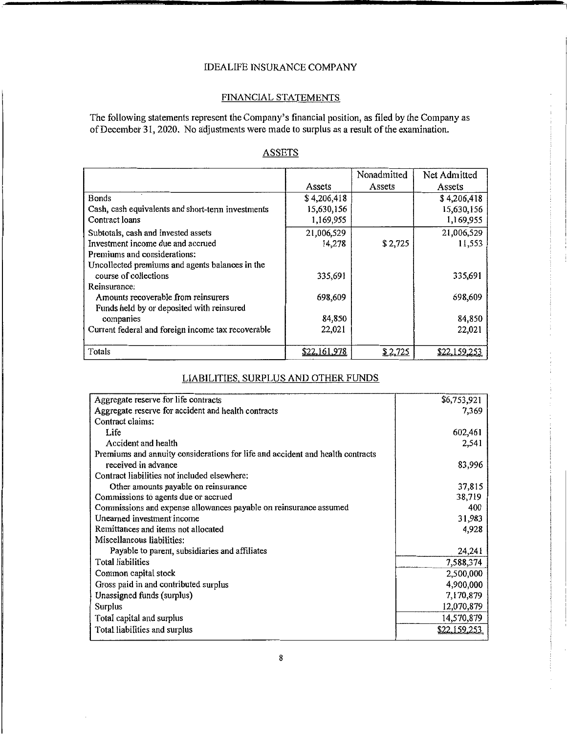# IDEALIFE INSURANCE COMPANY

## FINANCIAL STATEMENTS

The following statements represent the Company's financial position, as filed by the Company as of December 31, 2020. No adjustments were made to surplus as a result of the examination.

### ASSETS

| | Assets | Nonadmitted Assets | Net Admitted Assets |
|---|---|---|---|
| Bonds | $ 4,206,418 | | $ 4,206,418 |
| Cash, cash equivalents and short-term investments | 15,630,156 | | 15,630,156 |
| Contract loans | 1,169,955 | | 1,169,955 |
| Subtotals, cash and invested assets | 21,006,529 | | 21,006,529 |
| Investment income due and accrued | 14,278 | $ 2,725 | 11,553 |
| Premiums and considerations: | | | |
| Uncollected premiums and agents balances in the course of collections | 335,691 | | 335,691 |
| Reinsurance: | | | |
| Amounts recoverable from reinsurers | 698,609 | | 698,609 |
| Funds held by or deposited with reinsured companies | 84,850 | | 84,850 |
| Current federal and foreign income tax recoverable | 22,021 | | 22,021 |
| Totals | $22,161,978 | $ 2,725 | $22,159,253 |

### LIABILITIES, SURPLUS AND OTHER FUNDS

| | |
|---|---|
| Aggregate reserve for life contracts | $6,753,921 |
| Aggregate reserve for accident and health contracts | 7,369 |
| Contract claims: | |
| Life | 602,461 |
| Accident and health | 2,541 |
| Premiums and annuity considerations for life and accident and health contracts received in advance | 83,996 |
| Contract liabilities not included elsewhere: | |
| Other amounts payable on reinsurance | 37,815 |
| Commissions to agents due or accrued | 38,719 |
| Commissions and expense allowances payable on reinsurance assumed | 400 |
| Unearned investment income | 31,983 |
| Remittances and items not allocated | 4,928 |
| Miscellaneous liabilities: | |
| Payable to parent, subsidiaries and affiliates | 24,241 |
| Total liabilities | 7,588,374 |
| Common capital stock | 2,500,000 |
| Gross paid in and contributed surplus | 4,900,000 |
| Unassigned funds (surplus) | 7,170,879 |
| Surplus | 12,070,879 |
| Total capital and surplus | 14,570,879 |
| Total liabilities and surplus | $22,159,253 |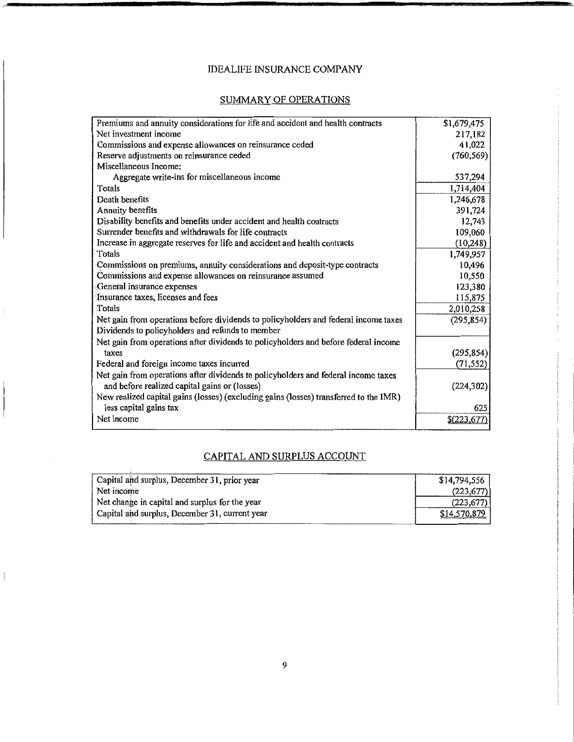# IDEALIFE INSURANCE COMPANY

## SUMMARY OF OPERATIONS

| | |
|---|---|
| Premiums and annuity considerations for life and accident and health contracts | $1,679,475 |
| Net investment income | 217,182 |
| Commissions and expense allowances on reinsurance ceded | 41,022 |
| Reserve adjustments on reinsurance ceded | (760,569) |
| Miscellaneous Income: | |
| Aggregate write-ins for miscellaneous income | 537,294 |
| Totals | 1,714,404 |
| Death benefits | 1,246,678 |
| Annuity benefits | 391,724 |
| Disability benefits and benefits under accident and health contracts | 12,743 |
| Surrender benefits and withdrawals for life contracts | 109,060 |
| Increase in aggregate reserves for life and accident and health contracts | (10,248) |
| Totals | 1,749,957 |
| Commissions on premiums, annuity considerations and deposit-type contracts | 10,496 |
| Commissions and expense allowances on reinsurance assumed | 10,550 |
| General insurance expenses | 123,380 |
| Insurance taxes, licenses and fees | 115,875 |
| Totals | 2,010,258 |
| Net gain from operations before dividends to policyholders and federal income taxes | (295,854) |
| Dividends to policyholders and refunds to member | |
| Net gain from operations after dividends to policyholders and before federal income taxes | (295,854) |
| Federal and foreign income taxes incurred | (71,552) |
| Net gain from operations after dividends to policyholders and federal income taxes and before realized capital gains or (losses) | (224,302) |
| New realized capital gains (losses) (excluding gains (losses) transferred to the IMR) less capital gains tax | 625 |
| Net income | $(223,677) |

## CAPITAL AND SURPLUS ACCOUNT

| | |
|---|---|
| Capital and surplus, December 31, prior year | $14,794,556 |
| Net income | (223,677) |
| Net change in capital and surplus for the year | (223,677) |
| Capital and surplus, December 31, current year | $14,570,879 |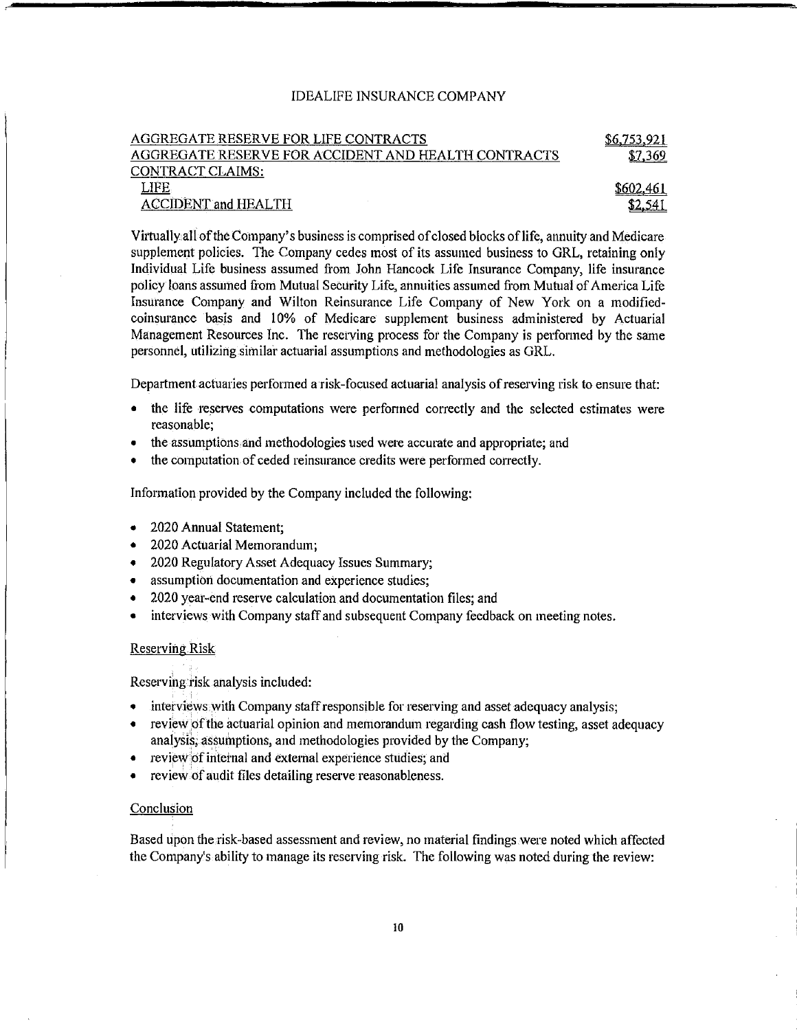IDEALIFE INSURANCE COMPANY

| | |
|---|---|
| AGGREGATE RESERVE FOR LIFE CONTRACTS | $6,753,921 |
| AGGREGATE RESERVE FOR ACCIDENT AND HEALTH CONTRACTS | $7,369 |
| CONTRACT CLAIMS: | |
| LIFE | $602,461 |
| ACCIDENT and HEALTH | $2,541 |

Virtually all of the Company's business is comprised of closed blocks of life, annuity and Medicare supplement policies. The Company cedes most of its assumed business to GRL, retaining only Individual Life business assumed from John Hancock Life Insurance Company, life insurance policy loans assumed from Mutual Security Life, annuities assumed from Mutual of America Life Insurance Company and Wilton Reinsurance Life Company of New York on a modified-coinsurance basis and 10% of Medicare supplement business administered by Actuarial Management Resources Inc. The reserving process for the Company is performed by the same personnel, utilizing similar actuarial assumptions and methodologies as GRL.

Department actuaries performed a risk-focused actuarial analysis of reserving risk to ensure that:

- the life reserves computations were performed correctly and the selected estimates were reasonable;
- the assumptions and methodologies used were accurate and appropriate; and
- the computation of ceded reinsurance credits were performed correctly.

Information provided by the Company included the following:

- 2020 Annual Statement;
- 2020 Actuarial Memorandum;
- 2020 Regulatory Asset Adequacy Issues Summary;
- assumption documentation and experience studies;
- 2020 year-end reserve calculation and documentation files; and
- interviews with Company staff and subsequent Company feedback on meeting notes.

## Reserving Risk

Reserving risk analysis included:

- interviews with Company staff responsible for reserving and asset adequacy analysis;
- review of the actuarial opinion and memorandum regarding cash flow testing, asset adequacy analysis, assumptions, and methodologies provided by the Company;
- review of internal and external experience studies; and
- review of audit files detailing reserve reasonableness.

## Conclusion

Based upon the risk-based assessment and review, no material findings were noted which affected the Company's ability to manage its reserving risk. The following was noted during the review: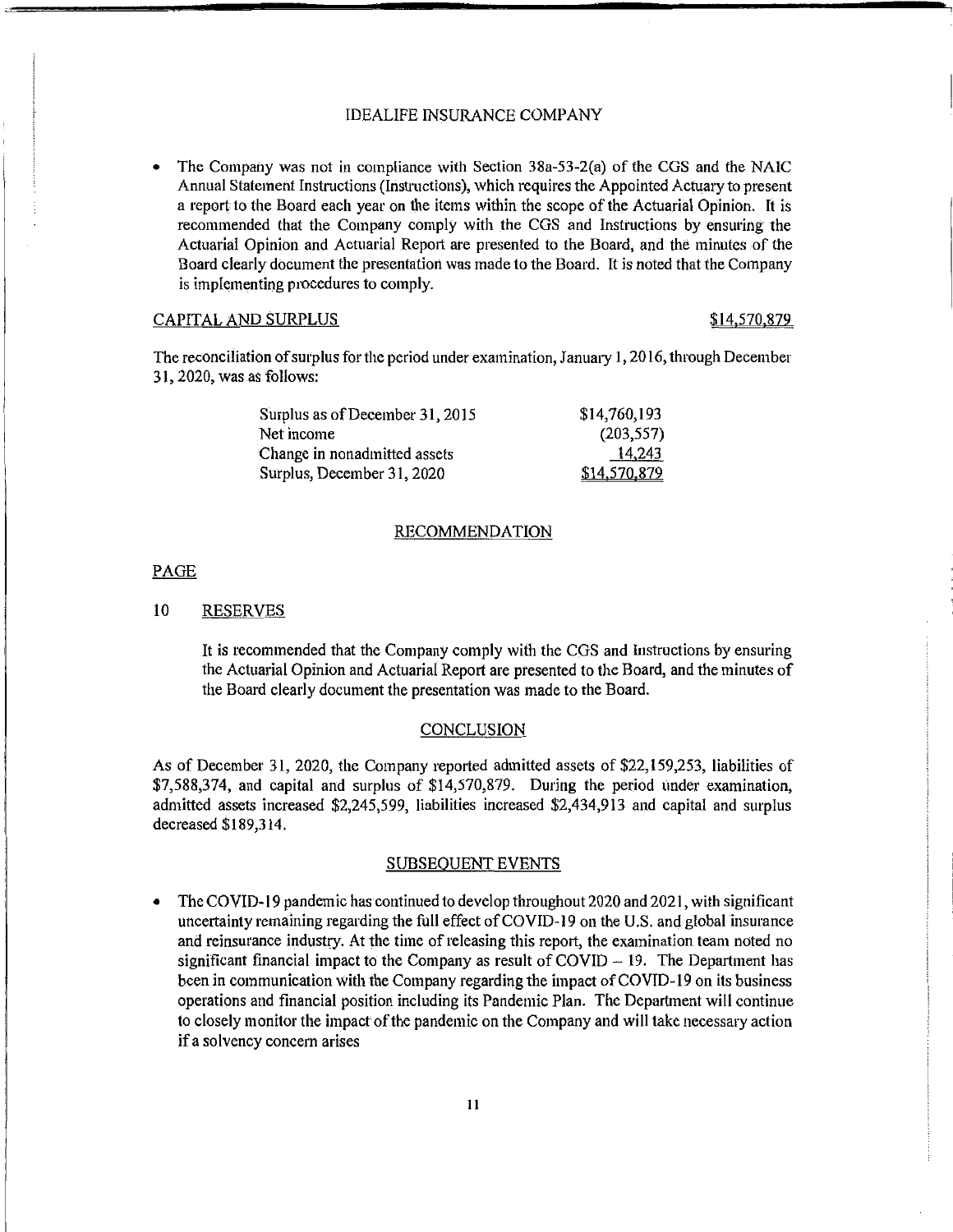- The Company was not in compliance with Section 38a-53-2(a) of the CGS and the NAIC Annual Statement Instructions (Instructions), which requires the Appointed Actuary to present a report to the Board each year on the items within the scope of the Actuarial Opinion. It is recommended that the Company comply with the CGS and Instructions by ensuring the Actuarial Opinion and Actuarial Report are presented to the Board, and the minutes of the Board clearly document the presentation was made to the Board. It is noted that the Company is implementing procedures to comply.

## CAPITAL AND SURPLUS $14,570,879

The reconciliation of surplus for the period under examination, January 1, 2016, through December 31, 2020, was as follows:

| | |
|---|---|
| Surplus as of December 31, 2015 | $14,760,193 |
| Net income | (203,557) |
| Change in nonadmitted assets | 14,243 |
| Surplus, December 31, 2020 | $14,570,879 |

## RECOMMENDATION

PAGE

10 RESERVES

It is recommended that the Company comply with the CGS and Instructions by ensuring the Actuarial Opinion and Actuarial Report are presented to the Board, and the minutes of the Board clearly document the presentation was made to the Board.

## CONCLUSION

As of December 31, 2020, the Company reported admitted assets of $22,159,253, liabilities of $7,588,374, and capital and surplus of $14,570,879. During the period under examination, admitted assets increased $2,245,599, liabilities increased $2,434,913 and capital and surplus decreased $189,314.

## SUBSEQUENT EVENTS

- The COVID-19 pandemic has continued to develop throughout 2020 and 2021, with significant uncertainty remaining regarding the full effect of COVID-19 on the U.S. and global insurance and reinsurance industry. At the time of releasing this report, the examination team noted no significant financial impact to the Company as result of COVID – 19. The Department has been in communication with the Company regarding the impact of COVID-19 on its business operations and financial position including its Pandemic Plan. The Department will continue to closely monitor the impact of the pandemic on the Company and will take necessary action if a solvency concern arises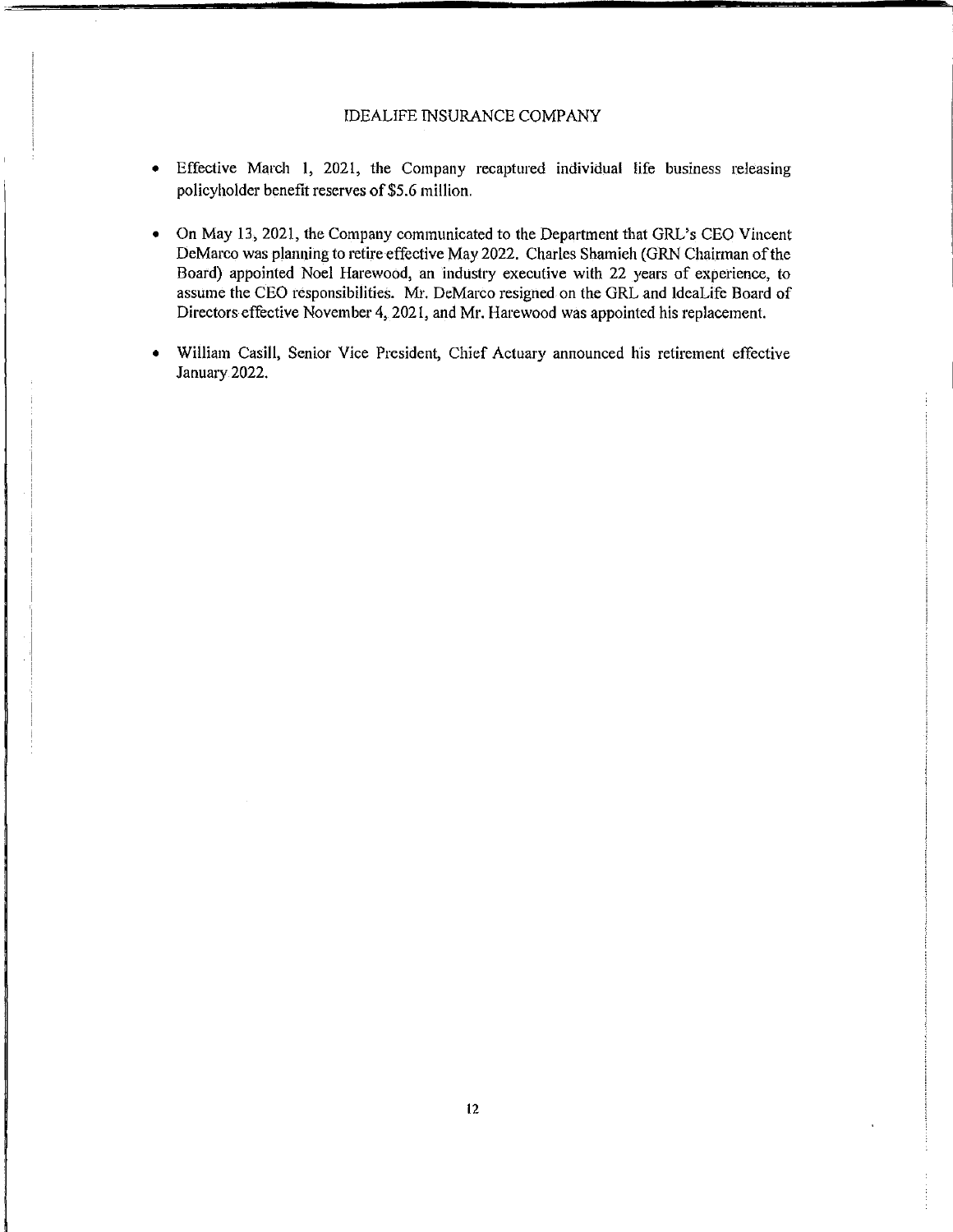- Effective March 1, 2021, the Company recaptured individual life business releasing policyholder benefit reserves of $5.6 million.

- On May 13, 2021, the Company communicated to the Department that GRL's CEO Vincent DeMarco was planning to retire effective May 2022. Charles Shamieh (GRN Chairman of the Board) appointed Noel Harewood, an industry executive with 22 years of experience, to assume the CEO responsibilities. Mr. DeMarco resigned on the GRL and IdeaLife Board of Directors effective November 4, 2021, and Mr. Harewood was appointed his replacement.

- William Casill, Senior Vice President, Chief Actuary announced his retirement effective January 2022.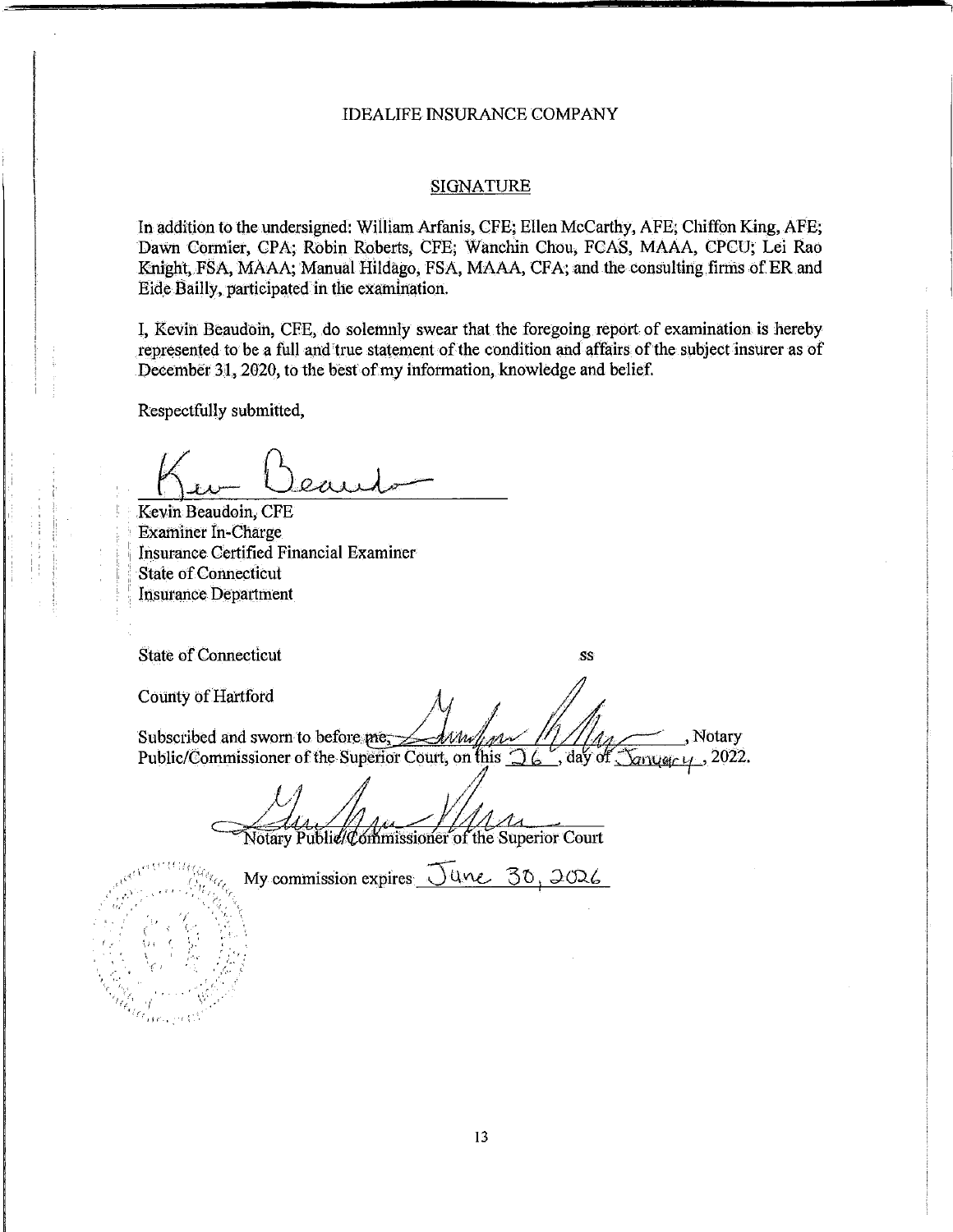IDEALIFE INSURANCE COMPANY

## SIGNATURE

In addition to the undersigned: William Arfanis, CFE; Ellen McCarthy, AFE; Chiffon King, AFE; Dawn Cormier, CPA; Robin Roberts, CFE; Wanchin Chou, FCAS, MAAA, CPCU; Lei Rao Knight, FSA, MAAA; Manual Hildago, FSA, MAAA, CFA; and the consulting firms of ER and Eide Bailly, participated in the examination.

I, Kevin Beaudoin, CFE, do solemnly swear that the foregoing report of examination is hereby represented to be a full and true statement of the condition and affairs of the subject insurer as of December 31, 2020, to the best of my information, knowledge and belief.

Respectfully submitted,

Kevin Beaudoin, CFE
Examiner In-Charge
Insurance Certified Financial Examiner
State of Connecticut
Insurance Department

State of Connecticut ss

County of Hartford

Subscribed and sworn to before me, ______, Notary Public/Commissioner of the Superior Court, on this 26 day of January, 2022.

Notary Public/Commissioner of the Superior Court

My commission expires June 30, 2026